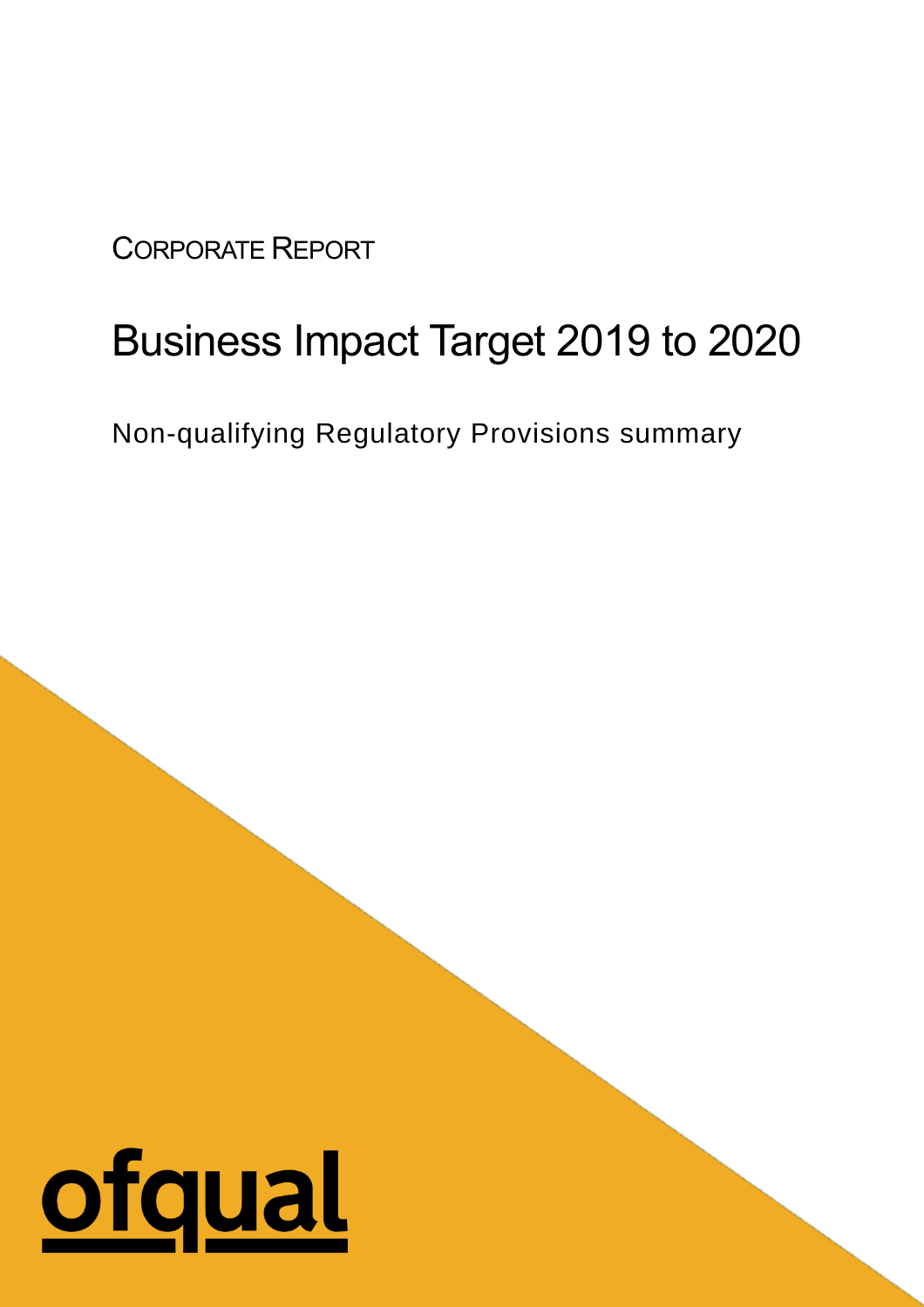CORPORATE REPORT

# Business Impact Target 2019 to 2020

Non-qualifying Regulatory Provisions summary

ofqual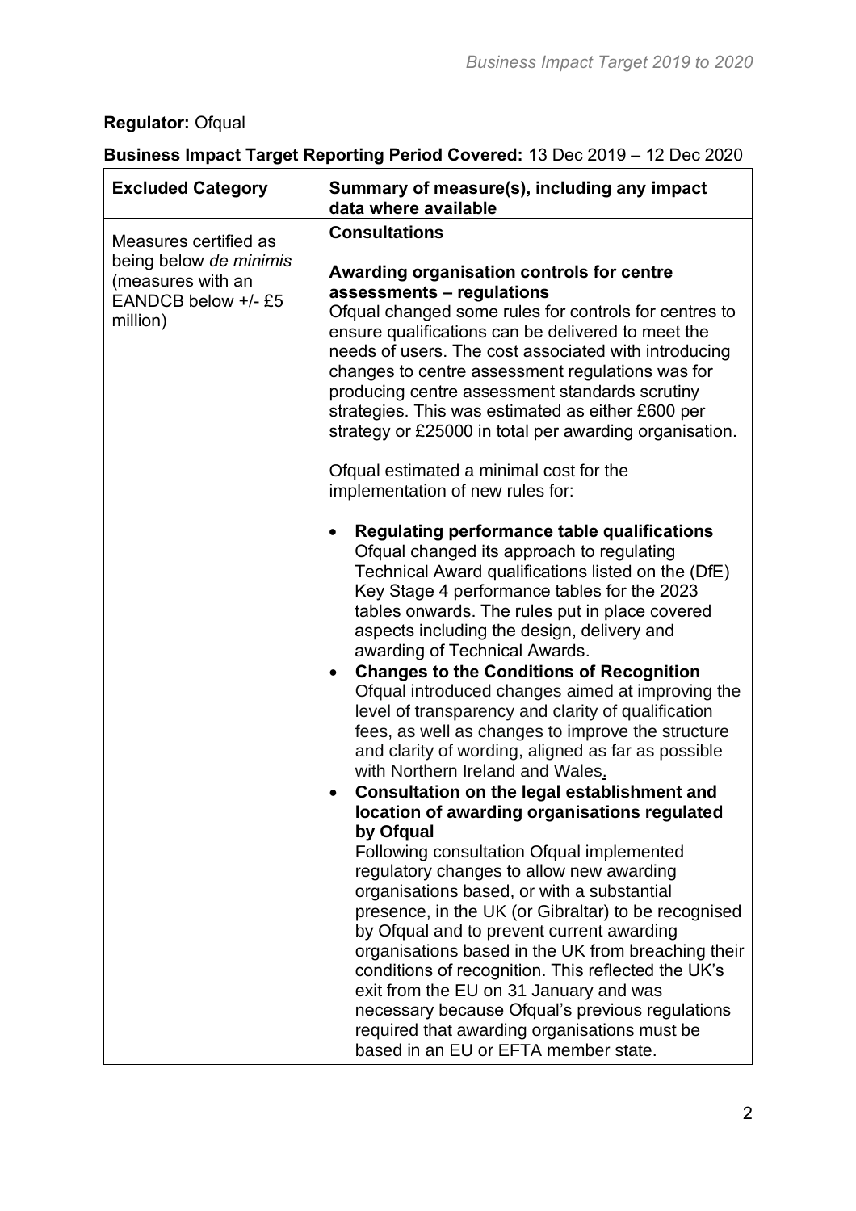**Regulator:** Ofqual

**Business Impact Target Reporting Period Covered:** 13 Dec 2019 – 12 Dec 2020

| Excluded Category | Summary of measure(s), including any impact data where available |
|---|---|
| Measures certified as being below *de minimis* (measures with an EANDCB below +/- £5 million) | **Consultations**<br><br>**Awarding organisation controls for centre assessments – regulations**<br>Ofqual changed some rules for controls for centres to ensure qualifications can be delivered to meet the needs of users. The cost associated with introducing changes to centre assessment regulations was for producing centre assessment standards scrutiny strategies. This was estimated as either £600 per strategy or £25000 in total per awarding organisation.<br><br>Ofqual estimated a minimal cost for the implementation of new rules for:<br><br>• **Regulating performance table qualifications** Ofqual changed its approach to regulating Technical Award qualifications listed on the (DfE) Key Stage 4 performance tables for the 2023 tables onwards. The rules put in place covered aspects including the design, delivery and awarding of Technical Awards.<br>• **Changes to the Conditions of Recognition** Ofqual introduced changes aimed at improving the level of transparency and clarity of qualification fees, as well as changes to improve the structure and clarity of wording, aligned as far as possible with Northern Ireland and Wales.<br>• **Consultation on the legal establishment and location of awarding organisations regulated by Ofqual** Following consultation Ofqual implemented regulatory changes to allow new awarding organisations based, or with a substantial presence, in the UK (or Gibraltar) to be recognised by Ofqual and to prevent current awarding organisations based in the UK from breaching their conditions of recognition. This reflected the UK's exit from the EU on 31 January and was necessary because Ofqual's previous regulations required that awarding organisations must be based in an EU or EFTA member state. |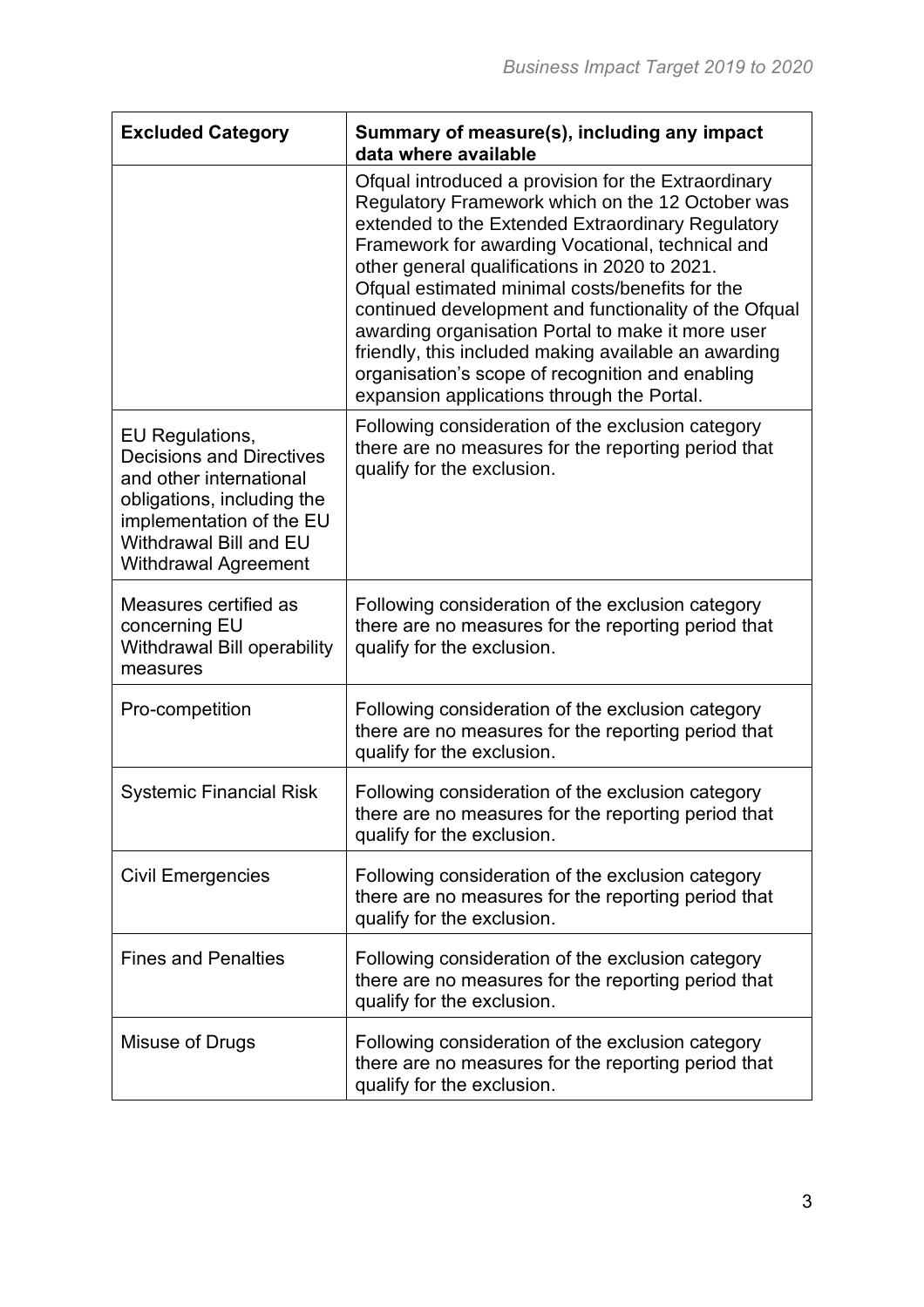| Excluded Category | Summary of measure(s), including any impact data where available |
| --- | --- |
| | Ofqual introduced a provision for the Extraordinary Regulatory Framework which on the 12 October was extended to the Extended Extraordinary Regulatory Framework for awarding Vocational, technical and other general qualifications in 2020 to 2021. Ofqual estimated minimal costs/benefits for the continued development and functionality of the Ofqual awarding organisation Portal to make it more user friendly, this included making available an awarding organisation's scope of recognition and enabling expansion applications through the Portal. |
| EU Regulations, Decisions and Directives and other international obligations, including the implementation of the EU Withdrawal Bill and EU Withdrawal Agreement | Following consideration of the exclusion category there are no measures for the reporting period that qualify for the exclusion. |
| Measures certified as concerning EU Withdrawal Bill operability measures | Following consideration of the exclusion category there are no measures for the reporting period that qualify for the exclusion. |
| Pro-competition | Following consideration of the exclusion category there are no measures for the reporting period that qualify for the exclusion. |
| Systemic Financial Risk | Following consideration of the exclusion category there are no measures for the reporting period that qualify for the exclusion. |
| Civil Emergencies | Following consideration of the exclusion category there are no measures for the reporting period that qualify for the exclusion. |
| Fines and Penalties | Following consideration of the exclusion category there are no measures for the reporting period that qualify for the exclusion. |
| Misuse of Drugs | Following consideration of the exclusion category there are no measures for the reporting period that qualify for the exclusion. |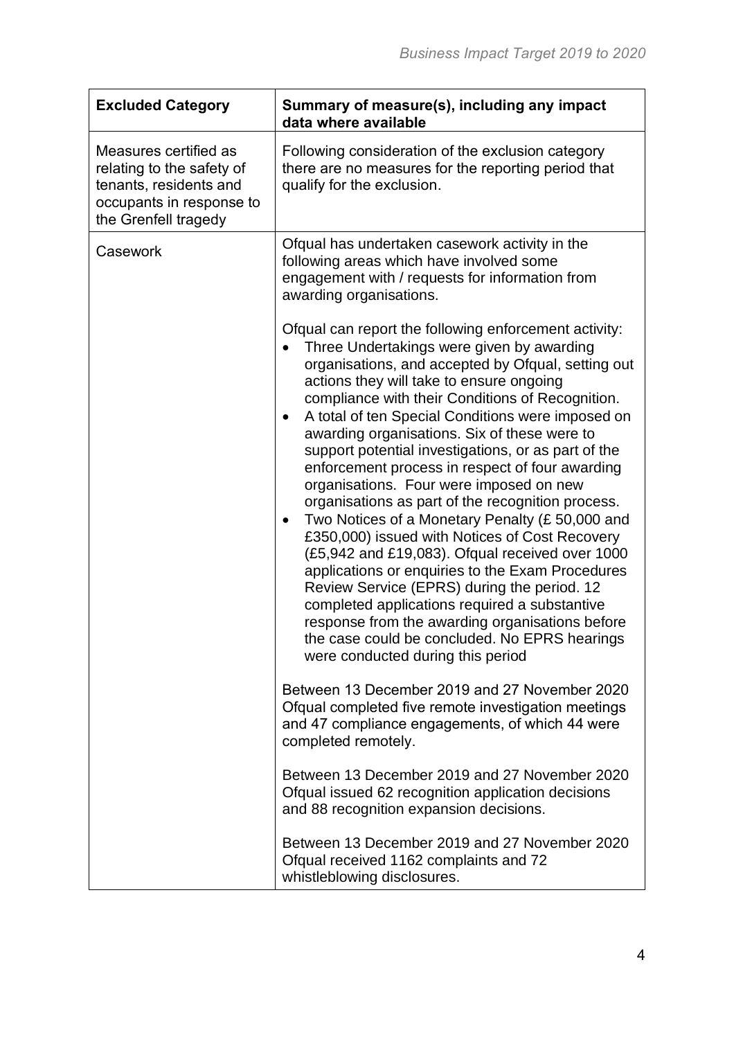| Excluded Category | Summary of measure(s), including any impact data where available |
|---|---|
| Measures certified as relating to the safety of tenants, residents and occupants in response to the Grenfell tragedy | Following consideration of the exclusion category there are no measures for the reporting period that qualify for the exclusion. |
| Casework | Ofqual has undertaken casework activity in the following areas which have involved some engagement with / requests for information from awarding organisations.<br><br>Ofqual can report the following enforcement activity:<br>• Three Undertakings were given by awarding organisations, and accepted by Ofqual, setting out actions they will take to ensure ongoing compliance with their Conditions of Recognition.<br>• A total of ten Special Conditions were imposed on awarding organisations. Six of these were to support potential investigations, or as part of the enforcement process in respect of four awarding organisations. Four were imposed on new organisations as part of the recognition process.<br>• Two Notices of a Monetary Penalty (£ 50,000 and £350,000) issued with Notices of Cost Recovery (£5,942 and £19,083). Ofqual received over 1000 applications or enquiries to the Exam Procedures Review Service (EPRS) during the period. 12 completed applications required a substantive response from the awarding organisations before the case could be concluded. No EPRS hearings were conducted during this period<br><br>Between 13 December 2019 and 27 November 2020 Ofqual completed five remote investigation meetings and 47 compliance engagements, of which 44 were completed remotely.<br><br>Between 13 December 2019 and 27 November 2020 Ofqual issued 62 recognition application decisions and 88 recognition expansion decisions.<br><br>Between 13 December 2019 and 27 November 2020 Ofqual received 1162 complaints and 72 whistleblowing disclosures. |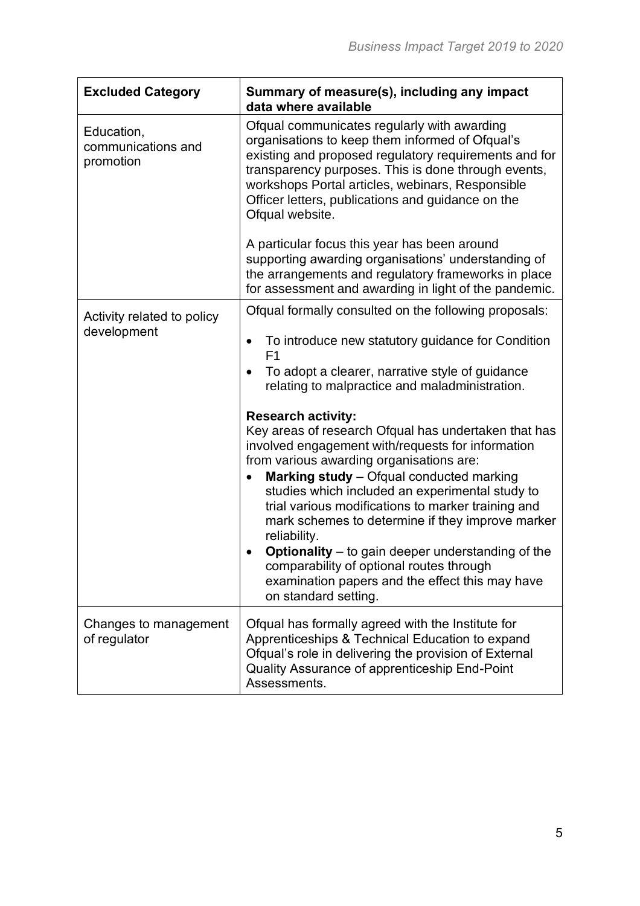| Excluded Category | Summary of measure(s), including any impact data where available |
| --- | --- |
| Education, communications and promotion | Ofqual communicates regularly with awarding organisations to keep them informed of Ofqual's existing and proposed regulatory requirements and for transparency purposes. This is done through events, workshops Portal articles, webinars, Responsible Officer letters, publications and guidance on the Ofqual website.<br><br>A particular focus this year has been around supporting awarding organisations' understanding of the arrangements and regulatory frameworks in place for assessment and awarding in light of the pandemic. |
| Activity related to policy development | Ofqual formally consulted on the following proposals:<br><br>• To introduce new statutory guidance for Condition F1<br>• To adopt a clearer, narrative style of guidance relating to malpractice and maladministration.<br><br>**Research activity:**<br>Key areas of research Ofqual has undertaken that has involved engagement with/requests for information from various awarding organisations are:<br>• **Marking study** – Ofqual conducted marking studies which included an experimental study to trial various modifications to marker training and mark schemes to determine if they improve marker reliability.<br>• **Optionality** – to gain deeper understanding of the comparability of optional routes through examination papers and the effect this may have on standard setting. |
| Changes to management of regulator | Ofqual has formally agreed with the Institute for Apprenticeships & Technical Education to expand Ofqual's role in delivering the provision of External Quality Assurance of apprenticeship End-Point Assessments. |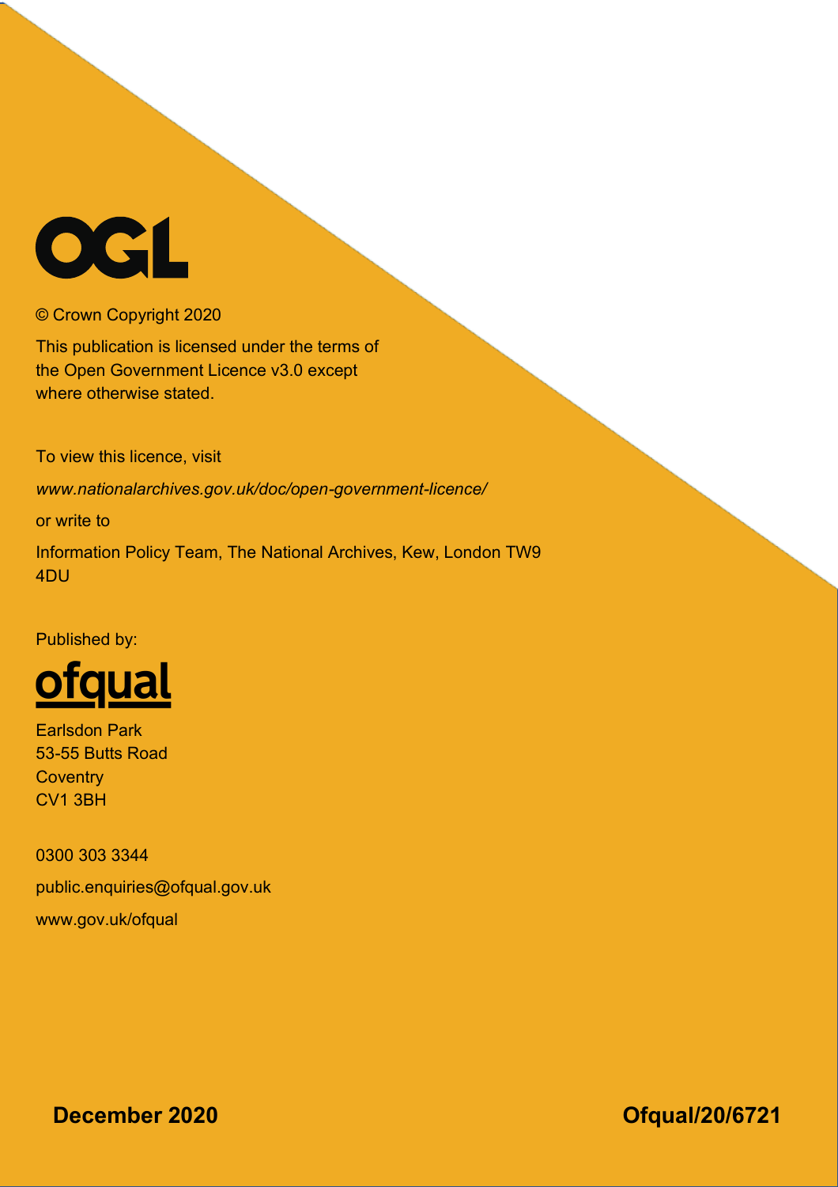OGL

© Crown Copyright 2020

This publication is licensed under the terms of the Open Government Licence v3.0 except where otherwise stated.

To view this licence, visit

*www.nationalarchives.gov.uk/doc/open-government-licence/*

or write to

Information Policy Team, The National Archives, Kew, London TW9 4DU

Published by:

ofqual

Earlsdon Park
53-55 Butts Road
Coventry
CV1 3BH

0300 303 3344

public.enquiries@ofqual.gov.uk

www.gov.uk/ofqual

**December 2020** **Ofqual/20/6721**